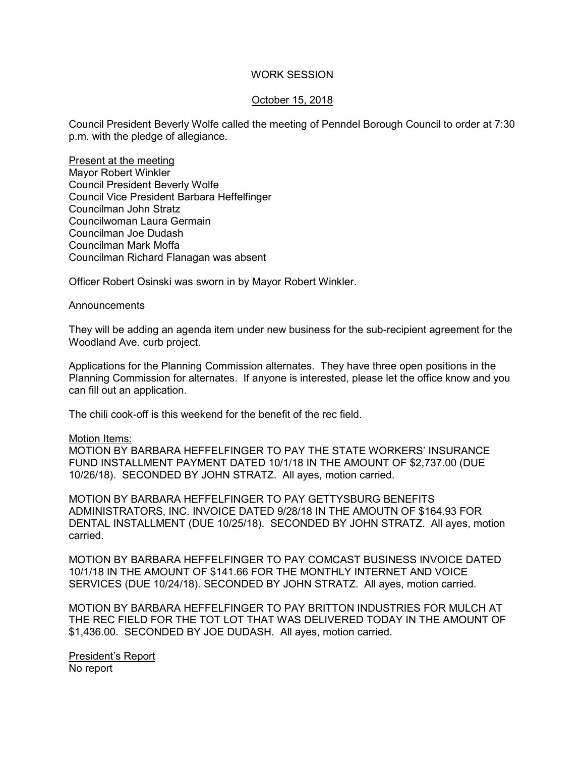# WORK SESSION

## October 15, 2018

Council President Beverly Wolfe called the meeting of Penndel Borough Council to order at 7:30 p.m. with the pledge of allegiance.

Present at the meeting
Mayor Robert Winkler
Council President Beverly Wolfe
Council Vice President Barbara Heffelfinger
Councilman John Stratz
Councilwoman Laura Germain
Councilman Joe Dudash
Councilman Mark Moffa
Councilman Richard Flanagan was absent

Officer Robert Osinski was sworn in by Mayor Robert Winkler.

Announcements

They will be adding an agenda item under new business for the sub-recipient agreement for the Woodland Ave. curb project.

Applications for the Planning Commission alternates. They have three open positions in the Planning Commission for alternates. If anyone is interested, please let the office know and you can fill out an application.

The chili cook-off is this weekend for the benefit of the rec field.

Motion Items:
MOTION BY BARBARA HEFFELFINGER TO PAY THE STATE WORKERS' INSURANCE FUND INSTALLMENT PAYMENT DATED 10/1/18 IN THE AMOUNT OF $2,737.00 (DUE 10/26/18). SECONDED BY JOHN STRATZ. All ayes, motion carried.

MOTION BY BARBARA HEFFELFINGER TO PAY GETTYSBURG BENEFITS ADMINISTRATORS, INC. INVOICE DATED 9/28/18 IN THE AMOUTN OF $164.93 FOR DENTAL INSTALLMENT (DUE 10/25/18). SECONDED BY JOHN STRATZ. All ayes, motion carried.

MOTION BY BARBARA HEFFELFINGER TO PAY COMCAST BUSINESS INVOICE DATED 10/1/18 IN THE AMOUNT OF $141.66 FOR THE MONTHLY INTERNET AND VOICE SERVICES (DUE 10/24/18). SECONDED BY JOHN STRATZ. All ayes, motion carried.

MOTION BY BARBARA HEFFELFINGER TO PAY BRITTON INDUSTRIES FOR MULCH AT THE REC FIELD FOR THE TOT LOT THAT WAS DELIVERED TODAY IN THE AMOUNT OF $1,436.00. SECONDED BY JOE DUDASH. All ayes, motion carried.

President's Report
No report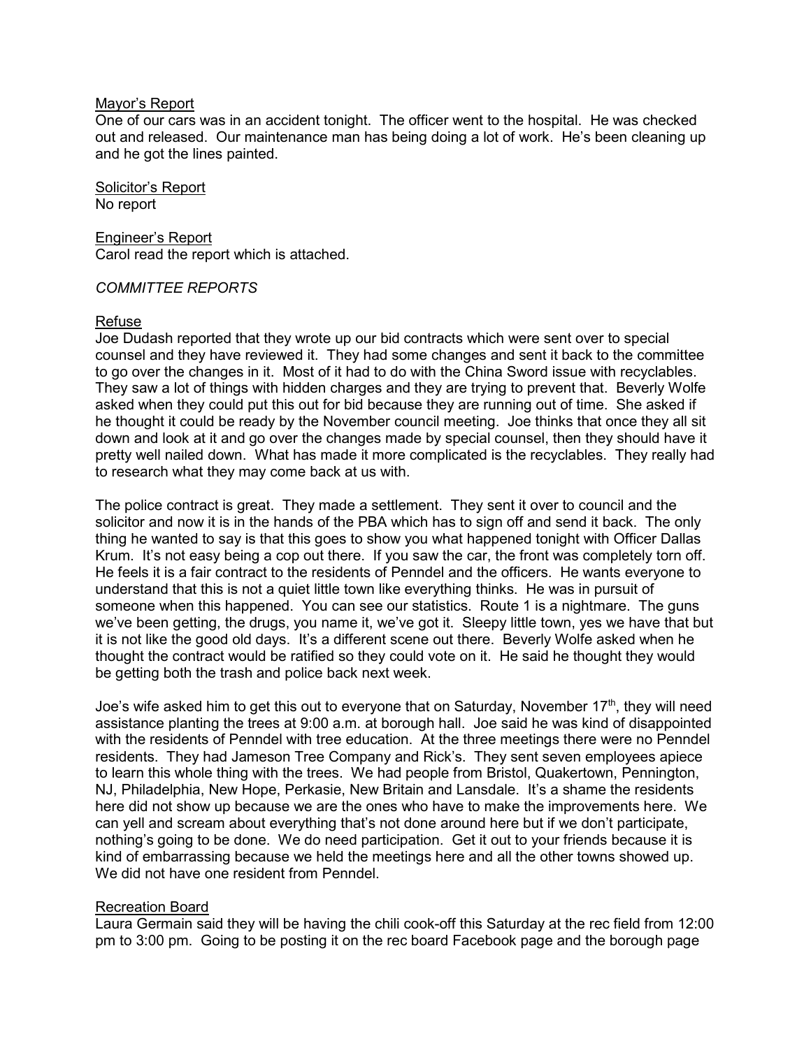Mayor's Report

One of our cars was in an accident tonight. The officer went to the hospital. He was checked out and released. Our maintenance man has being doing a lot of work. He's been cleaning up and he got the lines painted.

Solicitor's Report

No report

Engineer's Report

Carol read the report which is attached.

*COMMITTEE REPORTS*

Refuse

Joe Dudash reported that they wrote up our bid contracts which were sent over to special counsel and they have reviewed it. They had some changes and sent it back to the committee to go over the changes in it. Most of it had to do with the China Sword issue with recyclables. They saw a lot of things with hidden charges and they are trying to prevent that. Beverly Wolfe asked when they could put this out for bid because they are running out of time. She asked if he thought it could be ready by the November council meeting. Joe thinks that once they all sit down and look at it and go over the changes made by special counsel, then they should have it pretty well nailed down. What has made it more complicated is the recyclables. They really had to research what they may come back at us with.

The police contract is great. They made a settlement. They sent it over to council and the solicitor and now it is in the hands of the PBA which has to sign off and send it back. The only thing he wanted to say is that this goes to show you what happened tonight with Officer Dallas Krum. It's not easy being a cop out there. If you saw the car, the front was completely torn off. He feels it is a fair contract to the residents of Penndel and the officers. He wants everyone to understand that this is not a quiet little town like everything thinks. He was in pursuit of someone when this happened. You can see our statistics. Route 1 is a nightmare. The guns we've been getting, the drugs, you name it, we've got it. Sleepy little town, yes we have that but it is not like the good old days. It's a different scene out there. Beverly Wolfe asked when he thought the contract would be ratified so they could vote on it. He said he thought they would be getting both the trash and police back next week.

Joe's wife asked him to get this out to everyone that on Saturday, November 17th, they will need assistance planting the trees at 9:00 a.m. at borough hall. Joe said he was kind of disappointed with the residents of Penndel with tree education. At the three meetings there were no Penndel residents. They had Jameson Tree Company and Rick's. They sent seven employees apiece to learn this whole thing with the trees. We had people from Bristol, Quakertown, Pennington, NJ, Philadelphia, New Hope, Perkasie, New Britain and Lansdale. It's a shame the residents here did not show up because we are the ones who have to make the improvements here. We can yell and scream about everything that's not done around here but if we don't participate, nothing's going to be done. We do need participation. Get it out to your friends because it is kind of embarrassing because we held the meetings here and all the other towns showed up. We did not have one resident from Penndel.

Recreation Board

Laura Germain said they will be having the chili cook-off this Saturday at the rec field from 12:00 pm to 3:00 pm. Going to be posting it on the rec board Facebook page and the borough page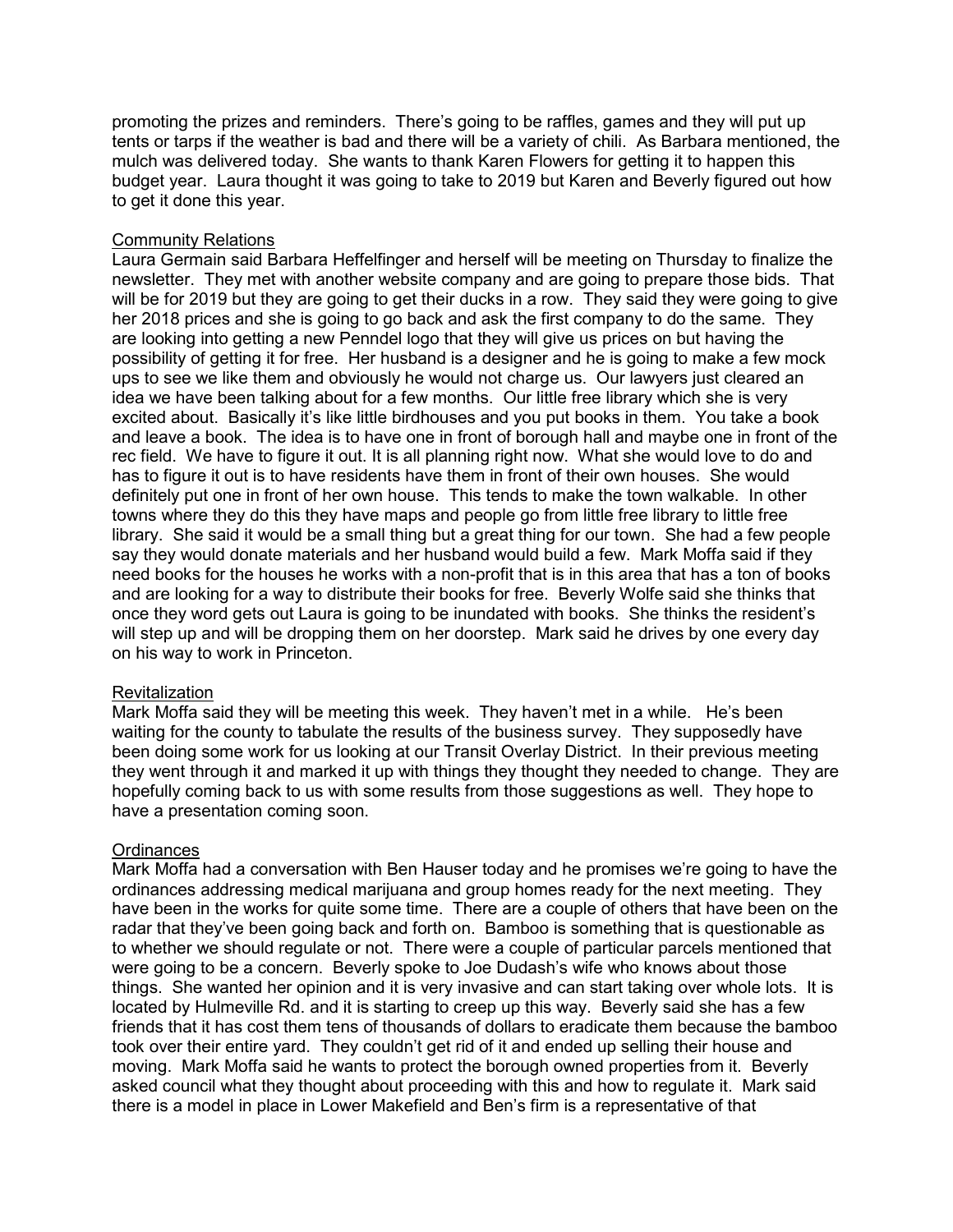promoting the prizes and reminders. There's going to be raffles, games and they will put up tents or tarps if the weather is bad and there will be a variety of chili. As Barbara mentioned, the mulch was delivered today. She wants to thank Karen Flowers for getting it to happen this budget year. Laura thought it was going to take to 2019 but Karen and Beverly figured out how to get it done this year.

Community Relations

Laura Germain said Barbara Heffelfinger and herself will be meeting on Thursday to finalize the newsletter. They met with another website company and are going to prepare those bids. That will be for 2019 but they are going to get their ducks in a row. They said they were going to give her 2018 prices and she is going to go back and ask the first company to do the same. They are looking into getting a new Penndel logo that they will give us prices on but having the possibility of getting it for free. Her husband is a designer and he is going to make a few mock ups to see we like them and obviously he would not charge us. Our lawyers just cleared an idea we have been talking about for a few months. Our little free library which she is very excited about. Basically it's like little birdhouses and you put books in them. You take a book and leave a book. The idea is to have one in front of borough hall and maybe one in front of the rec field. We have to figure it out. It is all planning right now. What she would love to do and has to figure it out is to have residents have them in front of their own houses. She would definitely put one in front of her own house. This tends to make the town walkable. In other towns where they do this they have maps and people go from little free library to little free library. She said it would be a small thing but a great thing for our town. She had a few people say they would donate materials and her husband would build a few. Mark Moffa said if they need books for the houses he works with a non-profit that is in this area that has a ton of books and are looking for a way to distribute their books for free. Beverly Wolfe said she thinks that once they word gets out Laura is going to be inundated with books. She thinks the resident's will step up and will be dropping them on her doorstep. Mark said he drives by one every day on his way to work in Princeton.

Revitalization

Mark Moffa said they will be meeting this week. They haven't met in a while. He's been waiting for the county to tabulate the results of the business survey. They supposedly have been doing some work for us looking at our Transit Overlay District. In their previous meeting they went through it and marked it up with things they thought they needed to change. They are hopefully coming back to us with some results from those suggestions as well. They hope to have a presentation coming soon.

Ordinances

Mark Moffa had a conversation with Ben Hauser today and he promises we're going to have the ordinances addressing medical marijuana and group homes ready for the next meeting. They have been in the works for quite some time. There are a couple of others that have been on the radar that they've been going back and forth on. Bamboo is something that is questionable as to whether we should regulate or not. There were a couple of particular parcels mentioned that were going to be a concern. Beverly spoke to Joe Dudash's wife who knows about those things. She wanted her opinion and it is very invasive and can start taking over whole lots. It is located by Hulmeville Rd. and it is starting to creep up this way. Beverly said she has a few friends that it has cost them tens of thousands of dollars to eradicate them because the bamboo took over their entire yard. They couldn't get rid of it and ended up selling their house and moving. Mark Moffa said he wants to protect the borough owned properties from it. Beverly asked council what they thought about proceeding with this and how to regulate it. Mark said there is a model in place in Lower Makefield and Ben's firm is a representative of that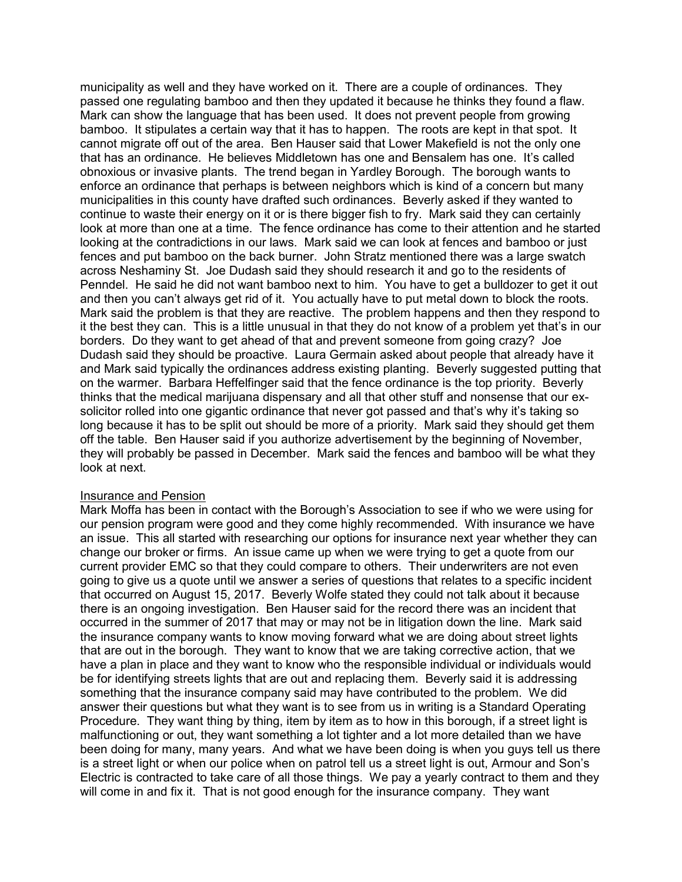municipality as well and they have worked on it. There are a couple of ordinances. They passed one regulating bamboo and then they updated it because he thinks they found a flaw. Mark can show the language that has been used. It does not prevent people from growing bamboo. It stipulates a certain way that it has to happen. The roots are kept in that spot. It cannot migrate off out of the area. Ben Hauser said that Lower Makefield is not the only one that has an ordinance. He believes Middletown has one and Bensalem has one. It's called obnoxious or invasive plants. The trend began in Yardley Borough. The borough wants to enforce an ordinance that perhaps is between neighbors which is kind of a concern but many municipalities in this county have drafted such ordinances. Beverly asked if they wanted to continue to waste their energy on it or is there bigger fish to fry. Mark said they can certainly look at more than one at a time. The fence ordinance has come to their attention and he started looking at the contradictions in our laws. Mark said we can look at fences and bamboo or just fences and put bamboo on the back burner. John Stratz mentioned there was a large swatch across Neshaminy St. Joe Dudash said they should research it and go to the residents of Penndel. He said he did not want bamboo next to him. You have to get a bulldozer to get it out and then you can't always get rid of it. You actually have to put metal down to block the roots. Mark said the problem is that they are reactive. The problem happens and then they respond to it the best they can. This is a little unusual in that they do not know of a problem yet that's in our borders. Do they want to get ahead of that and prevent someone from going crazy? Joe Dudash said they should be proactive. Laura Germain asked about people that already have it and Mark said typically the ordinances address existing planting. Beverly suggested putting that on the warmer. Barbara Heffelfinger said that the fence ordinance is the top priority. Beverly thinks that the medical marijuana dispensary and all that other stuff and nonsense that our ex-solicitor rolled into one gigantic ordinance that never got passed and that's why it's taking so long because it has to be split out should be more of a priority. Mark said they should get them off the table. Ben Hauser said if you authorize advertisement by the beginning of November, they will probably be passed in December. Mark said the fences and bamboo will be what they look at next.

Insurance and Pension

Mark Moffa has been in contact with the Borough's Association to see if who we were using for our pension program were good and they come highly recommended. With insurance we have an issue. This all started with researching our options for insurance next year whether they can change our broker or firms. An issue came up when we were trying to get a quote from our current provider EMC so that they could compare to others. Their underwriters are not even going to give us a quote until we answer a series of questions that relates to a specific incident that occurred on August 15, 2017. Beverly Wolfe stated they could not talk about it because there is an ongoing investigation. Ben Hauser said for the record there was an incident that occurred in the summer of 2017 that may or may not be in litigation down the line. Mark said the insurance company wants to know moving forward what we are doing about street lights that are out in the borough. They want to know that we are taking corrective action, that we have a plan in place and they want to know who the responsible individual or individuals would be for identifying streets lights that are out and replacing them. Beverly said it is addressing something that the insurance company said may have contributed to the problem. We did answer their questions but what they want is to see from us in writing is a Standard Operating Procedure. They want thing by thing, item by item as to how in this borough, if a street light is malfunctioning or out, they want something a lot tighter and a lot more detailed than we have been doing for many, many years. And what we have been doing is when you guys tell us there is a street light or when our police when on patrol tell us a street light is out, Armour and Son's Electric is contracted to take care of all those things. We pay a yearly contract to them and they will come in and fix it. That is not good enough for the insurance company. They want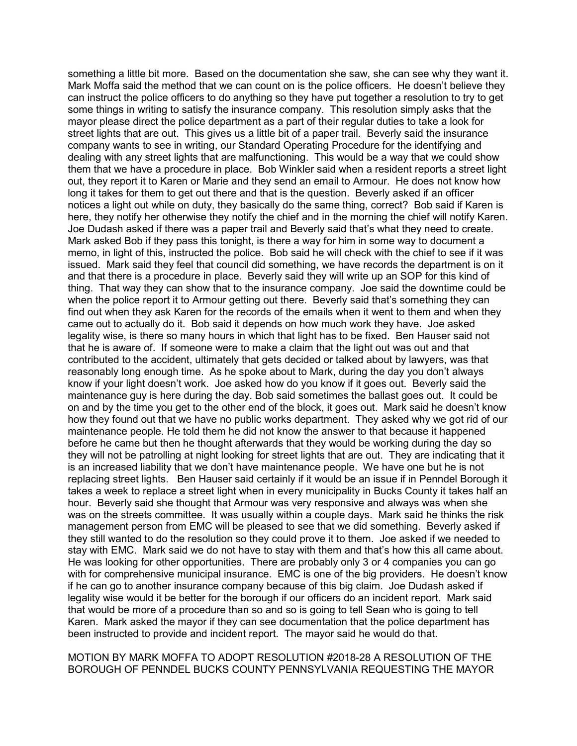something a little bit more. Based on the documentation she saw, she can see why they want it. Mark Moffa said the method that we can count on is the police officers. He doesn't believe they can instruct the police officers to do anything so they have put together a resolution to try to get some things in writing to satisfy the insurance company. This resolution simply asks that the mayor please direct the police department as a part of their regular duties to take a look for street lights that are out. This gives us a little bit of a paper trail. Beverly said the insurance company wants to see in writing, our Standard Operating Procedure for the identifying and dealing with any street lights that are malfunctioning. This would be a way that we could show them that we have a procedure in place. Bob Winkler said when a resident reports a street light out, they report it to Karen or Marie and they send an email to Armour. He does not know how long it takes for them to get out there and that is the question. Beverly asked if an officer notices a light out while on duty, they basically do the same thing, correct? Bob said if Karen is here, they notify her otherwise they notify the chief and in the morning the chief will notify Karen. Joe Dudash asked if there was a paper trail and Beverly said that's what they need to create. Mark asked Bob if they pass this tonight, is there a way for him in some way to document a memo, in light of this, instructed the police. Bob said he will check with the chief to see if it was issued. Mark said they feel that council did something, we have records the department is on it and that there is a procedure in place. Beverly said they will write up an SOP for this kind of thing. That way they can show that to the insurance company. Joe said the downtime could be when the police report it to Armour getting out there. Beverly said that's something they can find out when they ask Karen for the records of the emails when it went to them and when they came out to actually do it. Bob said it depends on how much work they have. Joe asked legality wise, is there so many hours in which that light has to be fixed. Ben Hauser said not that he is aware of. If someone were to make a claim that the light out was out and that contributed to the accident, ultimately that gets decided or talked about by lawyers, was that reasonably long enough time. As he spoke about to Mark, during the day you don't always know if your light doesn't work. Joe asked how do you know if it goes out. Beverly said the maintenance guy is here during the day. Bob said sometimes the ballast goes out. It could be on and by the time you get to the other end of the block, it goes out. Mark said he doesn't know how they found out that we have no public works department. They asked why we got rid of our maintenance people. He told them he did not know the answer to that because it happened before he came but then he thought afterwards that they would be working during the day so they will not be patrolling at night looking for street lights that are out. They are indicating that it is an increased liability that we don't have maintenance people. We have one but he is not replacing street lights. Ben Hauser said certainly if it would be an issue if in Penndel Borough it takes a week to replace a street light when in every municipality in Bucks County it takes half an hour. Beverly said she thought that Armour was very responsive and always was when she was on the streets committee. It was usually within a couple days. Mark said he thinks the risk management person from EMC will be pleased to see that we did something. Beverly asked if they still wanted to do the resolution so they could prove it to them. Joe asked if we needed to stay with EMC. Mark said we do not have to stay with them and that's how this all came about. He was looking for other opportunities. There are probably only 3 or 4 companies you can go with for comprehensive municipal insurance. EMC is one of the big providers. He doesn't know if he can go to another insurance company because of this big claim. Joe Dudash asked if legality wise would it be better for the borough if our officers do an incident report. Mark said that would be more of a procedure than so and so is going to tell Sean who is going to tell Karen. Mark asked the mayor if they can see documentation that the police department has been instructed to provide and incident report. The mayor said he would do that.

MOTION BY MARK MOFFA TO ADOPT RESOLUTION #2018-28 A RESOLUTION OF THE BOROUGH OF PENNDEL BUCKS COUNTY PENNSYLVANIA REQUESTING THE MAYOR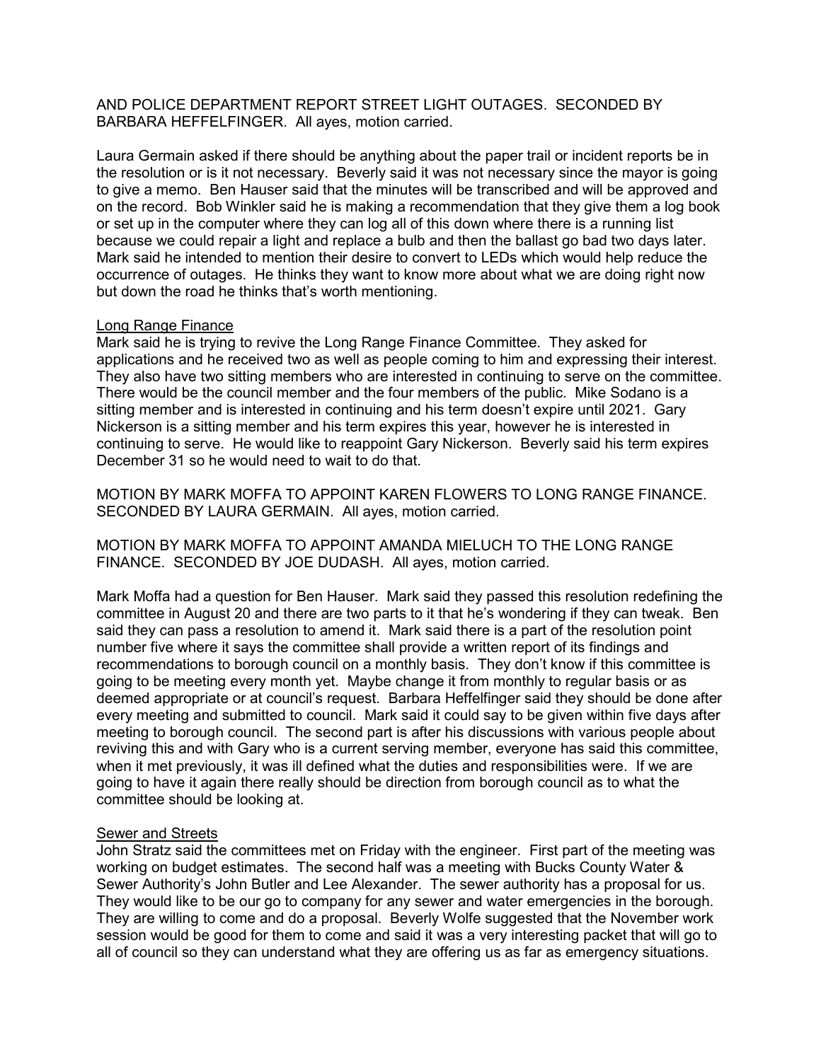AND POLICE DEPARTMENT REPORT STREET LIGHT OUTAGES. SECONDED BY BARBARA HEFFELFINGER. All ayes, motion carried.

Laura Germain asked if there should be anything about the paper trail or incident reports be in the resolution or is it not necessary. Beverly said it was not necessary since the mayor is going to give a memo. Ben Hauser said that the minutes will be transcribed and will be approved and on the record. Bob Winkler said he is making a recommendation that they give them a log book or set up in the computer where they can log all of this down where there is a running list because we could repair a light and replace a bulb and then the ballast go bad two days later. Mark said he intended to mention their desire to convert to LEDs which would help reduce the occurrence of outages. He thinks they want to know more about what we are doing right now but down the road he thinks that's worth mentioning.

<u>Long Range Finance</u>
Mark said he is trying to revive the Long Range Finance Committee. They asked for applications and he received two as well as people coming to him and expressing their interest. They also have two sitting members who are interested in continuing to serve on the committee. There would be the council member and the four members of the public. Mike Sodano is a sitting member and is interested in continuing and his term doesn't expire until 2021. Gary Nickerson is a sitting member and his term expires this year, however he is interested in continuing to serve. He would like to reappoint Gary Nickerson. Beverly said his term expires December 31 so he would need to wait to do that.

MOTION BY MARK MOFFA TO APPOINT KAREN FLOWERS TO LONG RANGE FINANCE. SECONDED BY LAURA GERMAIN. All ayes, motion carried.

MOTION BY MARK MOFFA TO APPOINT AMANDA MIELUCH TO THE LONG RANGE FINANCE. SECONDED BY JOE DUDASH. All ayes, motion carried.

Mark Moffa had a question for Ben Hauser. Mark said they passed this resolution redefining the committee in August 20 and there are two parts to it that he's wondering if they can tweak. Ben said they can pass a resolution to amend it. Mark said there is a part of the resolution point number five where it says the committee shall provide a written report of its findings and recommendations to borough council on a monthly basis. They don't know if this committee is going to be meeting every month yet. Maybe change it from monthly to regular basis or as deemed appropriate or at council's request. Barbara Heffelfinger said they should be done after every meeting and submitted to council. Mark said it could say to be given within five days after meeting to borough council. The second part is after his discussions with various people about reviving this and with Gary who is a current serving member, everyone has said this committee, when it met previously, it was ill defined what the duties and responsibilities were. If we are going to have it again there really should be direction from borough council as to what the committee should be looking at.

<u>Sewer and Streets</u>
John Stratz said the committees met on Friday with the engineer. First part of the meeting was working on budget estimates. The second half was a meeting with Bucks County Water & Sewer Authority's John Butler and Lee Alexander. The sewer authority has a proposal for us. They would like to be our go to company for any sewer and water emergencies in the borough. They are willing to come and do a proposal. Beverly Wolfe suggested that the November work session would be good for them to come and said it was a very interesting packet that will go to all of council so they can understand what they are offering us as far as emergency situations.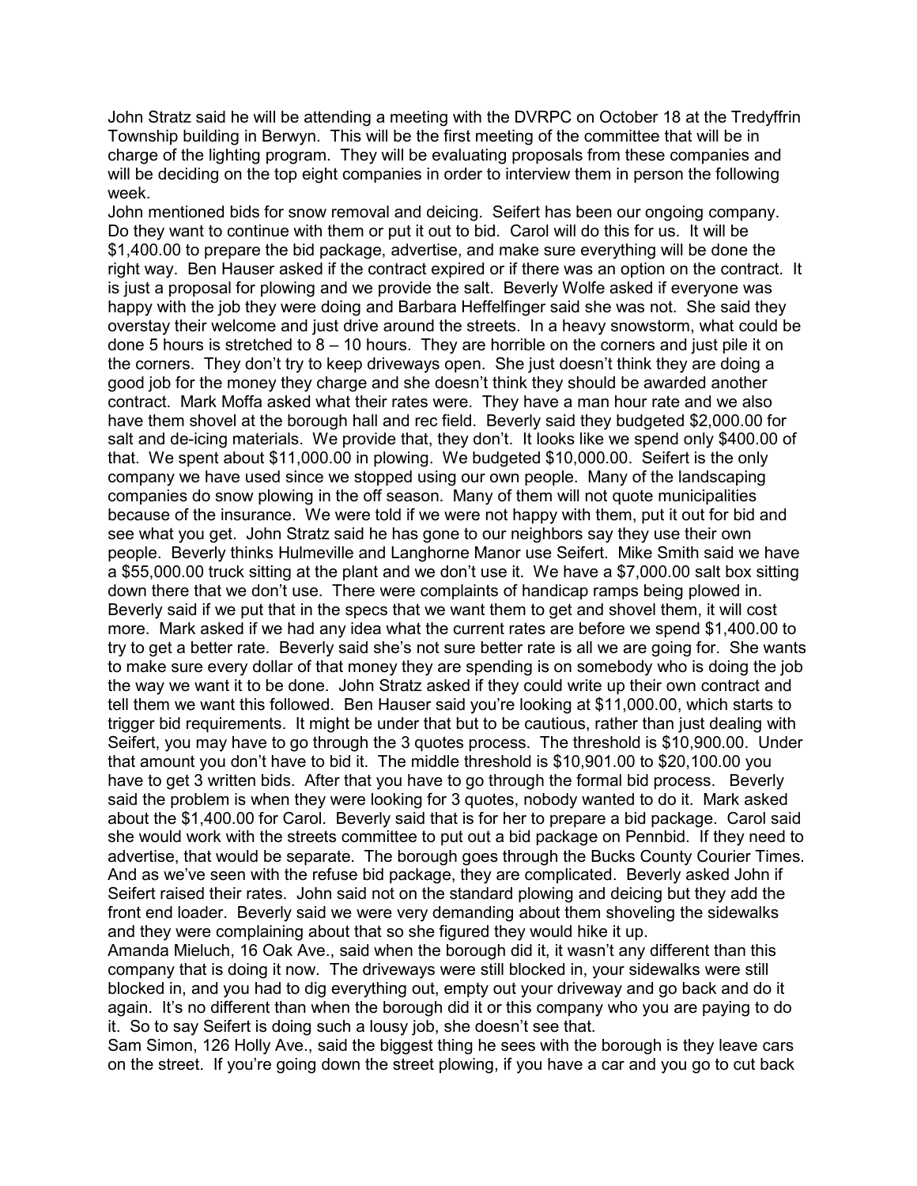John Stratz said he will be attending a meeting with the DVRPC on October 18 at the Tredyffrin Township building in Berwyn. This will be the first meeting of the committee that will be in charge of the lighting program. They will be evaluating proposals from these companies and will be deciding on the top eight companies in order to interview them in person the following week.

John mentioned bids for snow removal and deicing. Seifert has been our ongoing company. Do they want to continue with them or put it out to bid. Carol will do this for us. It will be $1,400.00 to prepare the bid package, advertise, and make sure everything will be done the right way. Ben Hauser asked if the contract expired or if there was an option on the contract. It is just a proposal for plowing and we provide the salt. Beverly Wolfe asked if everyone was happy with the job they were doing and Barbara Heffelfinger said she was not. She said they overstay their welcome and just drive around the streets. In a heavy snowstorm, what could be done 5 hours is stretched to 8 – 10 hours. They are horrible on the corners and just pile it on the corners. They don't try to keep driveways open. She just doesn't think they are doing a good job for the money they charge and she doesn't think they should be awarded another contract. Mark Moffa asked what their rates were. They have a man hour rate and we also have them shovel at the borough hall and rec field. Beverly said they budgeted $2,000.00 for salt and de-icing materials. We provide that, they don't. It looks like we spend only $400.00 of that. We spent about $11,000.00 in plowing. We budgeted $10,000.00. Seifert is the only company we have used since we stopped using our own people. Many of the landscaping companies do snow plowing in the off season. Many of them will not quote municipalities because of the insurance. We were told if we were not happy with them, put it out for bid and see what you get. John Stratz said he has gone to our neighbors say they use their own people. Beverly thinks Hulmeville and Langhorne Manor use Seifert. Mike Smith said we have a $55,000.00 truck sitting at the plant and we don't use it. We have a $7,000.00 salt box sitting down there that we don't use. There were complaints of handicap ramps being plowed in. Beverly said if we put that in the specs that we want them to get and shovel them, it will cost more. Mark asked if we had any idea what the current rates are before we spend $1,400.00 to try to get a better rate. Beverly said she's not sure better rate is all we are going for. She wants to make sure every dollar of that money they are spending is on somebody who is doing the job the way we want it to be done. John Stratz asked if they could write up their own contract and tell them we want this followed. Ben Hauser said you're looking at $11,000.00, which starts to trigger bid requirements. It might be under that but to be cautious, rather than just dealing with Seifert, you may have to go through the 3 quotes process. The threshold is $10,900.00. Under that amount you don't have to bid it. The middle threshold is $10,901.00 to $20,100.00 you have to get 3 written bids. After that you have to go through the formal bid process. Beverly said the problem is when they were looking for 3 quotes, nobody wanted to do it. Mark asked about the $1,400.00 for Carol. Beverly said that is for her to prepare a bid package. Carol said she would work with the streets committee to put out a bid package on Pennbid. If they need to advertise, that would be separate. The borough goes through the Bucks County Courier Times. And as we've seen with the refuse bid package, they are complicated. Beverly asked John if Seifert raised their rates. John said not on the standard plowing and deicing but they add the front end loader. Beverly said we were very demanding about them shoveling the sidewalks and they were complaining about that so she figured they would hike it up.

Amanda Mieluch, 16 Oak Ave., said when the borough did it, it wasn't any different than this company that is doing it now. The driveways were still blocked in, your sidewalks were still blocked in, and you had to dig everything out, empty out your driveway and go back and do it again. It's no different than when the borough did it or this company who you are paying to do it. So to say Seifert is doing such a lousy job, she doesn't see that.

Sam Simon, 126 Holly Ave., said the biggest thing he sees with the borough is they leave cars on the street. If you're going down the street plowing, if you have a car and you go to cut back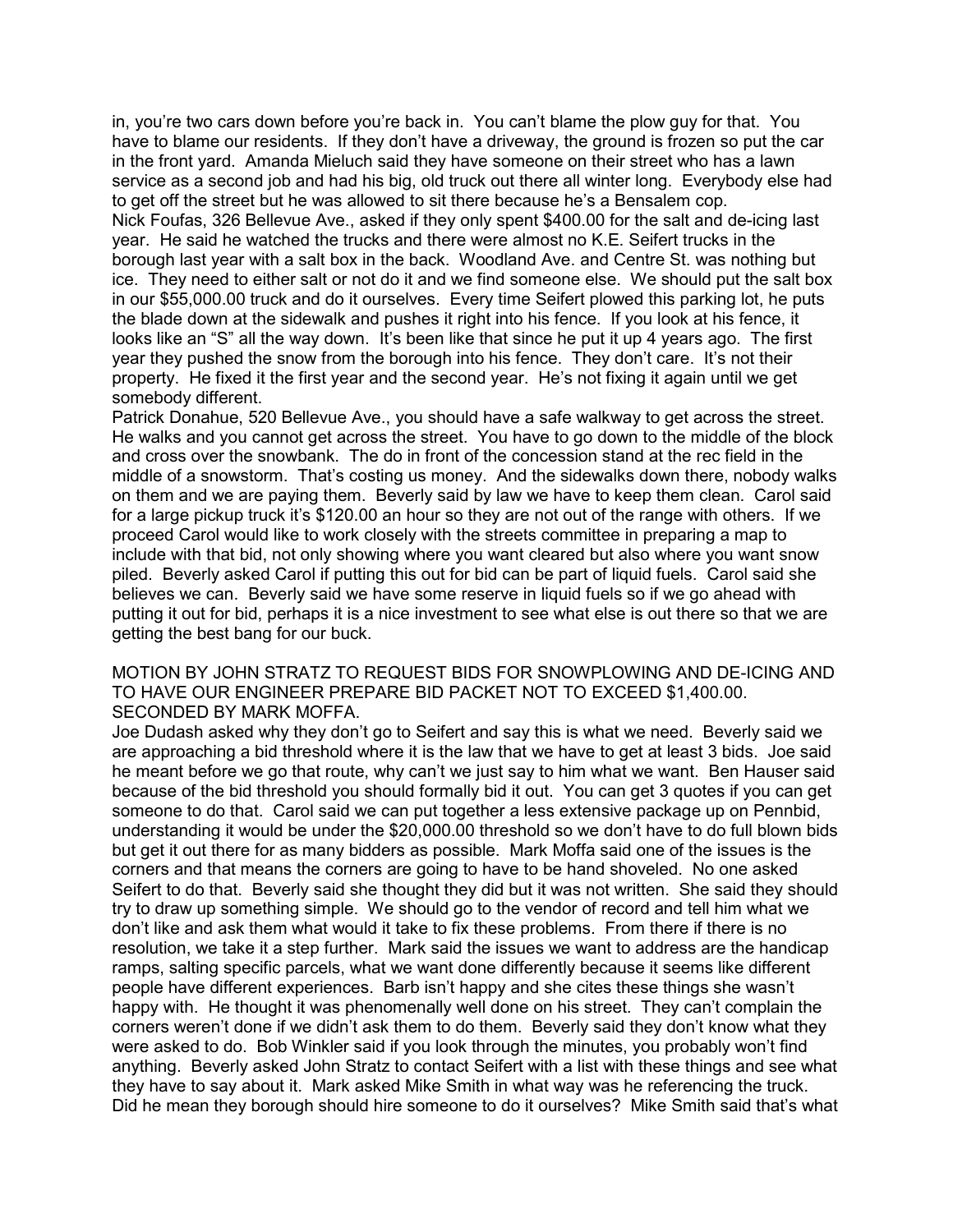in, you're two cars down before you're back in. You can't blame the plow guy for that. You have to blame our residents. If they don't have a driveway, the ground is frozen so put the car in the front yard. Amanda Mieluch said they have someone on their street who has a lawn service as a second job and had his big, old truck out there all winter long. Everybody else had to get off the street but he was allowed to sit there because he's a Bensalem cop.

Nick Foufas, 326 Bellevue Ave., asked if they only spent $400.00 for the salt and de-icing last year. He said he watched the trucks and there were almost no K.E. Seifert trucks in the borough last year with a salt box in the back. Woodland Ave. and Centre St. was nothing but ice. They need to either salt or not do it and we find someone else. We should put the salt box in our $55,000.00 truck and do it ourselves. Every time Seifert plowed this parking lot, he puts the blade down at the sidewalk and pushes it right into his fence. If you look at his fence, it looks like an "S" all the way down. It's been like that since he put it up 4 years ago. The first year they pushed the snow from the borough into his fence. They don't care. It's not their property. He fixed it the first year and the second year. He's not fixing it again until we get somebody different.

Patrick Donahue, 520 Bellevue Ave., you should have a safe walkway to get across the street. He walks and you cannot get across the street. You have to go down to the middle of the block and cross over the snowbank. The do in front of the concession stand at the rec field in the middle of a snowstorm. That's costing us money. And the sidewalks down there, nobody walks on them and we are paying them. Beverly said by law we have to keep them clean. Carol said for a large pickup truck it's $120.00 an hour so they are not out of the range with others. If we proceed Carol would like to work closely with the streets committee in preparing a map to include with that bid, not only showing where you want cleared but also where you want snow piled. Beverly asked Carol if putting this out for bid can be part of liquid fuels. Carol said she believes we can. Beverly said we have some reserve in liquid fuels so if we go ahead with putting it out for bid, perhaps it is a nice investment to see what else is out there so that we are getting the best bang for our buck.

MOTION BY JOHN STRATZ TO REQUEST BIDS FOR SNOWPLOWING AND DE-ICING AND TO HAVE OUR ENGINEER PREPARE BID PACKET NOT TO EXCEED $1,400.00. SECONDED BY MARK MOFFA.

Joe Dudash asked why they don't go to Seifert and say this is what we need. Beverly said we are approaching a bid threshold where it is the law that we have to get at least 3 bids. Joe said he meant before we go that route, why can't we just say to him what we want. Ben Hauser said because of the bid threshold you should formally bid it out. You can get 3 quotes if you can get someone to do that. Carol said we can put together a less extensive package up on Pennbid, understanding it would be under the $20,000.00 threshold so we don't have to do full blown bids but get it out there for as many bidders as possible. Mark Moffa said one of the issues is the corners and that means the corners are going to have to be hand shoveled. No one asked Seifert to do that. Beverly said she thought they did but it was not written. She said they should try to draw up something simple. We should go to the vendor of record and tell him what we don't like and ask them what would it take to fix these problems. From there if there is no resolution, we take it a step further. Mark said the issues we want to address are the handicap ramps, salting specific parcels, what we want done differently because it seems like different people have different experiences. Barb isn't happy and she cites these things she wasn't happy with. He thought it was phenomenally well done on his street. They can't complain the corners weren't done if we didn't ask them to do them. Beverly said they don't know what they were asked to do. Bob Winkler said if you look through the minutes, you probably won't find anything. Beverly asked John Stratz to contact Seifert with a list with these things and see what they have to say about it. Mark asked Mike Smith in what way was he referencing the truck. Did he mean they borough should hire someone to do it ourselves? Mike Smith said that's what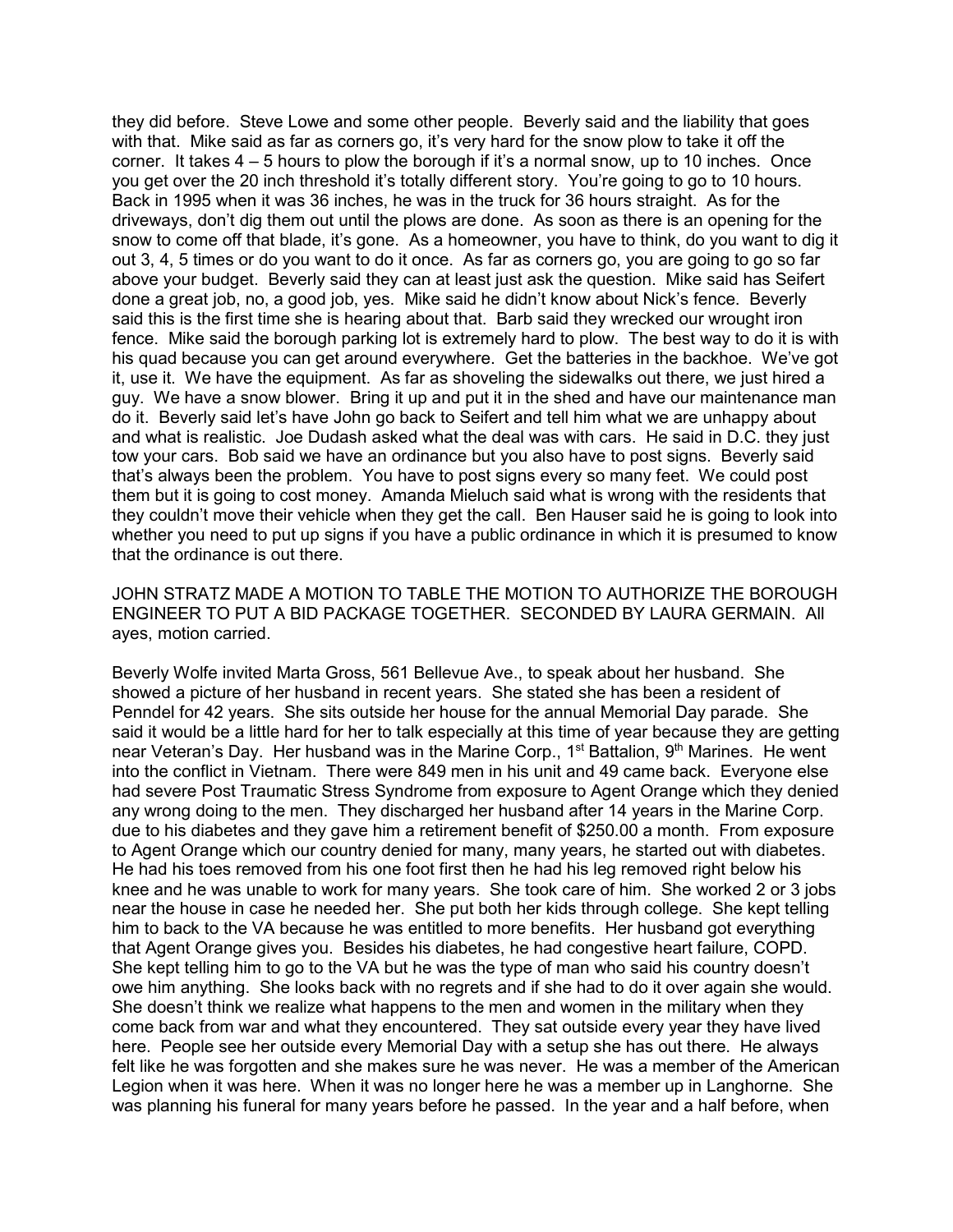they did before. Steve Lowe and some other people. Beverly said and the liability that goes with that. Mike said as far as corners go, it's very hard for the snow plow to take it off the corner. It takes 4 – 5 hours to plow the borough if it's a normal snow, up to 10 inches. Once you get over the 20 inch threshold it's totally different story. You're going to go to 10 hours. Back in 1995 when it was 36 inches, he was in the truck for 36 hours straight. As for the driveways, don't dig them out until the plows are done. As soon as there is an opening for the snow to come off that blade, it's gone. As a homeowner, you have to think, do you want to dig it out 3, 4, 5 times or do you want to do it once. As far as corners go, you are going to go so far above your budget. Beverly said they can at least just ask the question. Mike said has Seifert done a great job, no, a good job, yes. Mike said he didn't know about Nick's fence. Beverly said this is the first time she is hearing about that. Barb said they wrecked our wrought iron fence. Mike said the borough parking lot is extremely hard to plow. The best way to do it is with his quad because you can get around everywhere. Get the batteries in the backhoe. We've got it, use it. We have the equipment. As far as shoveling the sidewalks out there, we just hired a guy. We have a snow blower. Bring it up and put it in the shed and have our maintenance man do it. Beverly said let's have John go back to Seifert and tell him what we are unhappy about and what is realistic. Joe Dudash asked what the deal was with cars. He said in D.C. they just tow your cars. Bob said we have an ordinance but you also have to post signs. Beverly said that's always been the problem. You have to post signs every so many feet. We could post them but it is going to cost money. Amanda Mieluch said what is wrong with the residents that they couldn't move their vehicle when they get the call. Ben Hauser said he is going to look into whether you need to put up signs if you have a public ordinance in which it is presumed to know that the ordinance is out there.

JOHN STRATZ MADE A MOTION TO TABLE THE MOTION TO AUTHORIZE THE BOROUGH ENGINEER TO PUT A BID PACKAGE TOGETHER. SECONDED BY LAURA GERMAIN. All ayes, motion carried.

Beverly Wolfe invited Marta Gross, 561 Bellevue Ave., to speak about her husband. She showed a picture of her husband in recent years. She stated she has been a resident of Penndel for 42 years. She sits outside her house for the annual Memorial Day parade. She said it would be a little hard for her to talk especially at this time of year because they are getting near Veteran's Day. Her husband was in the Marine Corp., 1st Battalion, 9th Marines. He went into the conflict in Vietnam. There were 849 men in his unit and 49 came back. Everyone else had severe Post Traumatic Stress Syndrome from exposure to Agent Orange which they denied any wrong doing to the men. They discharged her husband after 14 years in the Marine Corp. due to his diabetes and they gave him a retirement benefit of $250.00 a month. From exposure to Agent Orange which our country denied for many, many years, he started out with diabetes. He had his toes removed from his one foot first then he had his leg removed right below his knee and he was unable to work for many years. She took care of him. She worked 2 or 3 jobs near the house in case he needed her. She put both her kids through college. She kept telling him to back to the VA because he was entitled to more benefits. Her husband got everything that Agent Orange gives you. Besides his diabetes, he had congestive heart failure, COPD. She kept telling him to go to the VA but he was the type of man who said his country doesn't owe him anything. She looks back with no regrets and if she had to do it over again she would. She doesn't think we realize what happens to the men and women in the military when they come back from war and what they encountered. They sat outside every year they have lived here. People see her outside every Memorial Day with a setup she has out there. He always felt like he was forgotten and she makes sure he was never. He was a member of the American Legion when it was here. When it was no longer here he was a member up in Langhorne. She was planning his funeral for many years before he passed. In the year and a half before, when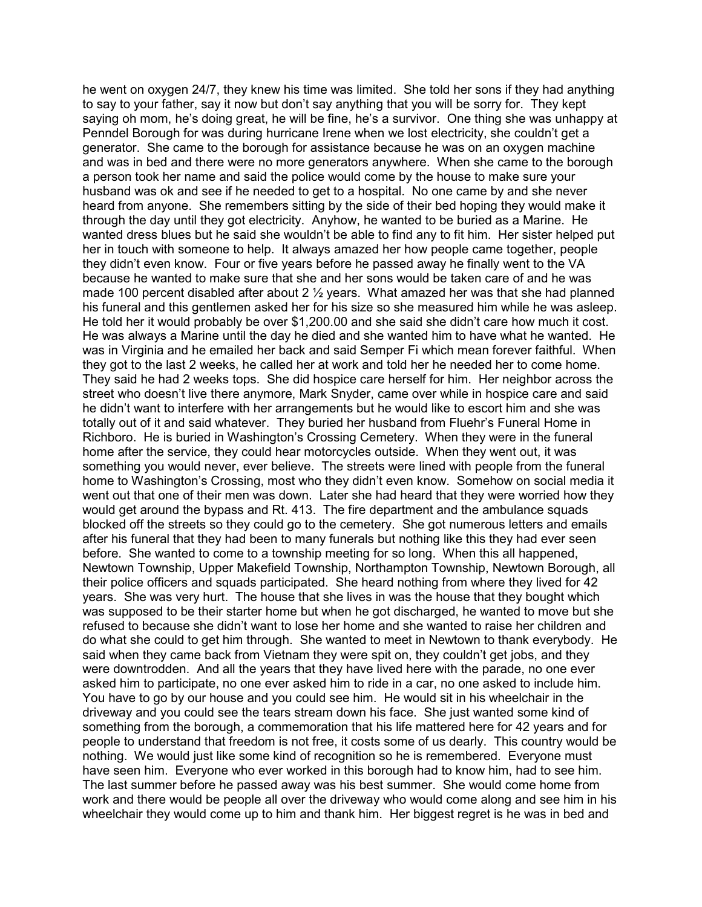he went on oxygen 24/7, they knew his time was limited. She told her sons if they had anything to say to your father, say it now but don't say anything that you will be sorry for. They kept saying oh mom, he's doing great, he will be fine, he's a survivor. One thing she was unhappy at Penndel Borough for was during hurricane Irene when we lost electricity, she couldn't get a generator. She came to the borough for assistance because he was on an oxygen machine and was in bed and there were no more generators anywhere. When she came to the borough a person took her name and said the police would come by the house to make sure your husband was ok and see if he needed to get to a hospital. No one came by and she never heard from anyone. She remembers sitting by the side of their bed hoping they would make it through the day until they got electricity. Anyhow, he wanted to be buried as a Marine. He wanted dress blues but he said she wouldn't be able to find any to fit him. Her sister helped put her in touch with someone to help. It always amazed her how people came together, people they didn't even know. Four or five years before he passed away he finally went to the VA because he wanted to make sure that she and her sons would be taken care of and he was made 100 percent disabled after about 2 ½ years. What amazed her was that she had planned his funeral and this gentlemen asked her for his size so she measured him while he was asleep. He told her it would probably be over $1,200.00 and she said she didn't care how much it cost. He was always a Marine until the day he died and she wanted him to have what he wanted. He was in Virginia and he emailed her back and said Semper Fi which mean forever faithful. When they got to the last 2 weeks, he called her at work and told her he needed her to come home. They said he had 2 weeks tops. She did hospice care herself for him. Her neighbor across the street who doesn't live there anymore, Mark Snyder, came over while in hospice care and said he didn't want to interfere with her arrangements but he would like to escort him and she was totally out of it and said whatever. They buried her husband from Fluehr's Funeral Home in Richboro. He is buried in Washington's Crossing Cemetery. When they were in the funeral home after the service, they could hear motorcycles outside. When they went out, it was something you would never, ever believe. The streets were lined with people from the funeral home to Washington's Crossing, most who they didn't even know. Somehow on social media it went out that one of their men was down. Later she had heard that they were worried how they would get around the bypass and Rt. 413. The fire department and the ambulance squads blocked off the streets so they could go to the cemetery. She got numerous letters and emails after his funeral that they had been to many funerals but nothing like this they had ever seen before. She wanted to come to a township meeting for so long. When this all happened, Newtown Township, Upper Makefield Township, Northampton Township, Newtown Borough, all their police officers and squads participated. She heard nothing from where they lived for 42 years. She was very hurt. The house that she lives in was the house that they bought which was supposed to be their starter home but when he got discharged, he wanted to move but she refused to because she didn't want to lose her home and she wanted to raise her children and do what she could to get him through. She wanted to meet in Newtown to thank everybody. He said when they came back from Vietnam they were spit on, they couldn't get jobs, and they were downtrodden. And all the years that they have lived here with the parade, no one ever asked him to participate, no one ever asked him to ride in a car, no one asked to include him. You have to go by our house and you could see him. He would sit in his wheelchair in the driveway and you could see the tears stream down his face. She just wanted some kind of something from the borough, a commemoration that his life mattered here for 42 years and for people to understand that freedom is not free, it costs some of us dearly. This country would be nothing. We would just like some kind of recognition so he is remembered. Everyone must have seen him. Everyone who ever worked in this borough had to know him, had to see him. The last summer before he passed away was his best summer. She would come home from work and there would be people all over the driveway who would come along and see him in his wheelchair they would come up to him and thank him. Her biggest regret is he was in bed and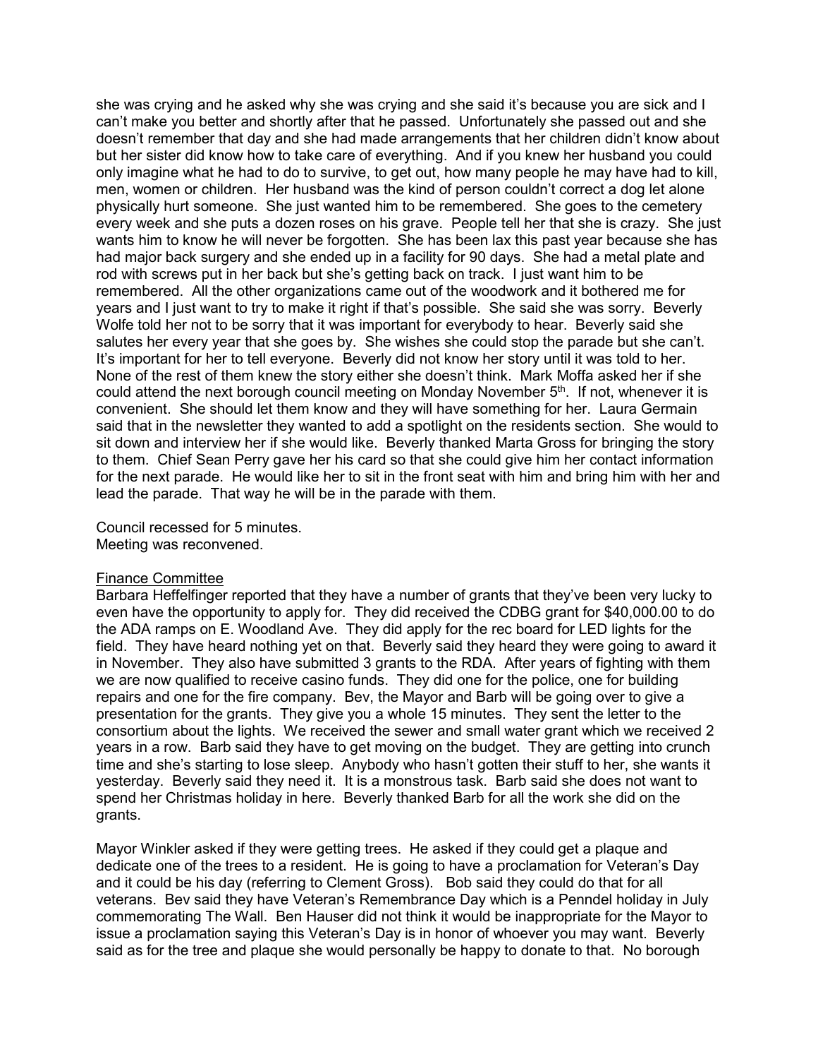she was crying and he asked why she was crying and she said it's because you are sick and I can't make you better and shortly after that he passed. Unfortunately she passed out and she doesn't remember that day and she had made arrangements that her children didn't know about but her sister did know how to take care of everything. And if you knew her husband you could only imagine what he had to do to survive, to get out, how many people he may have had to kill, men, women or children. Her husband was the kind of person couldn't correct a dog let alone physically hurt someone. She just wanted him to be remembered. She goes to the cemetery every week and she puts a dozen roses on his grave. People tell her that she is crazy. She just wants him to know he will never be forgotten. She has been lax this past year because she has had major back surgery and she ended up in a facility for 90 days. She had a metal plate and rod with screws put in her back but she's getting back on track. I just want him to be remembered. All the other organizations came out of the woodwork and it bothered me for years and I just want to try to make it right if that's possible. She said she was sorry. Beverly Wolfe told her not to be sorry that it was important for everybody to hear. Beverly said she salutes her every year that she goes by. She wishes she could stop the parade but she can't. It's important for her to tell everyone. Beverly did not know her story until it was told to her. None of the rest of them knew the story either she doesn't think. Mark Moffa asked her if she could attend the next borough council meeting on Monday November 5th. If not, whenever it is convenient. She should let them know and they will have something for her. Laura Germain said that in the newsletter they wanted to add a spotlight on the residents section. She would to sit down and interview her if she would like. Beverly thanked Marta Gross for bringing the story to them. Chief Sean Perry gave her his card so that she could give him her contact information for the next parade. He would like her to sit in the front seat with him and bring him with her and lead the parade. That way he will be in the parade with them.

Council recessed for 5 minutes.
Meeting was reconvened.

<u>Finance Committee</u>
Barbara Heffelfinger reported that they have a number of grants that they've been very lucky to even have the opportunity to apply for. They did received the CDBG grant for $40,000.00 to do the ADA ramps on E. Woodland Ave. They did apply for the rec board for LED lights for the field. They have heard nothing yet on that. Beverly said they heard they were going to award it in November. They also have submitted 3 grants to the RDA. After years of fighting with them we are now qualified to receive casino funds. They did one for the police, one for building repairs and one for the fire company. Bev, the Mayor and Barb will be going over to give a presentation for the grants. They give you a whole 15 minutes. They sent the letter to the consortium about the lights. We received the sewer and small water grant which we received 2 years in a row. Barb said they have to get moving on the budget. They are getting into crunch time and she's starting to lose sleep. Anybody who hasn't gotten their stuff to her, she wants it yesterday. Beverly said they need it. It is a monstrous task. Barb said she does not want to spend her Christmas holiday in here. Beverly thanked Barb for all the work she did on the grants.

Mayor Winkler asked if they were getting trees. He asked if they could get a plaque and dedicate one of the trees to a resident. He is going to have a proclamation for Veteran's Day and it could be his day (referring to Clement Gross). Bob said they could do that for all veterans. Bev said they have Veteran's Remembrance Day which is a Penndel holiday in July commemorating The Wall. Ben Hauser did not think it would be inappropriate for the Mayor to issue a proclamation saying this Veteran's Day is in honor of whoever you may want. Beverly said as for the tree and plaque she would personally be happy to donate to that. No borough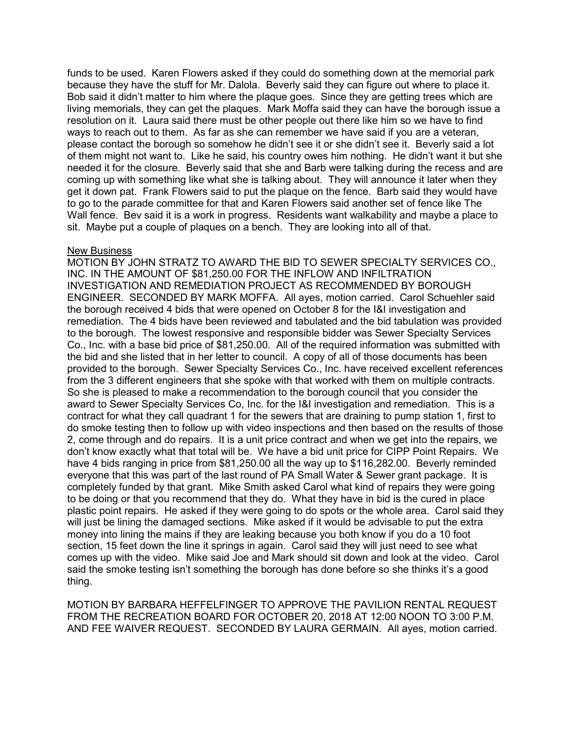funds to be used. Karen Flowers asked if they could do something down at the memorial park because they have the stuff for Mr. Dalola. Beverly said they can figure out where to place it. Bob said it didn't matter to him where the plaque goes. Since they are getting trees which are living memorials, they can get the plaques. Mark Moffa said they can have the borough issue a resolution on it. Laura said there must be other people out there like him so we have to find ways to reach out to them. As far as she can remember we have said if you are a veteran, please contact the borough so somehow he didn't see it or she didn't see it. Beverly said a lot of them might not want to. Like he said, his country owes him nothing. He didn't want it but she needed it for the closure. Beverly said that she and Barb were talking during the recess and are coming up with something like what she is talking about. They will announce it later when they get it down pat. Frank Flowers said to put the plaque on the fence. Barb said they would have to go to the parade committee for that and Karen Flowers said another set of fence like The Wall fence. Bev said it is a work in progress. Residents want walkability and maybe a place to sit. Maybe put a couple of plaques on a bench. They are looking into all of that.

New Business

MOTION BY JOHN STRATZ TO AWARD THE BID TO SEWER SPECIALTY SERVICES CO., INC. IN THE AMOUNT OF $81,250.00 FOR THE INFLOW AND INFILTRATION INVESTIGATION AND REMEDIATION PROJECT AS RECOMMENDED BY BOROUGH ENGINEER. SECONDED BY MARK MOFFA. All ayes, motion carried. Carol Schuehler said the borough received 4 bids that were opened on October 8 for the I&I investigation and remediation. The 4 bids have been reviewed and tabulated and the bid tabulation was provided to the borough. The lowest responsive and responsible bidder was Sewer Specialty Services Co., Inc. with a base bid price of $81,250.00. All of the required information was submitted with the bid and she listed that in her letter to council. A copy of all of those documents has been provided to the borough. Sewer Specialty Services Co., Inc. have received excellent references from the 3 different engineers that she spoke with that worked with them on multiple contracts. So she is pleased to make a recommendation to the borough council that you consider the award to Sewer Specialty Services Co, Inc. for the I&I investigation and remediation. This is a contract for what they call quadrant 1 for the sewers that are draining to pump station 1, first to do smoke testing then to follow up with video inspections and then based on the results of those 2, come through and do repairs. It is a unit price contract and when we get into the repairs, we don't know exactly what that total will be. We have a bid unit price for CIPP Point Repairs. We have 4 bids ranging in price from $81,250.00 all the way up to $116,282.00. Beverly reminded everyone that this was part of the last round of PA Small Water & Sewer grant package. It is completely funded by that grant. Mike Smith asked Carol what kind of repairs they were going to be doing or that you recommend that they do. What they have in bid is the cured in place plastic point repairs. He asked if they were going to do spots or the whole area. Carol said they will just be lining the damaged sections. Mike asked if it would be advisable to put the extra money into lining the mains if they are leaking because you both know if you do a 10 foot section, 15 feet down the line it springs in again. Carol said they will just need to see what comes up with the video. Mike said Joe and Mark should sit down and look at the video. Carol said the smoke testing isn't something the borough has done before so she thinks it's a good thing.

MOTION BY BARBARA HEFFELFINGER TO APPROVE THE PAVILION RENTAL REQUEST FROM THE RECREATION BOARD FOR OCTOBER 20, 2018 AT 12:00 NOON TO 3:00 P.M. AND FEE WAIVER REQUEST. SECONDED BY LAURA GERMAIN. All ayes, motion carried.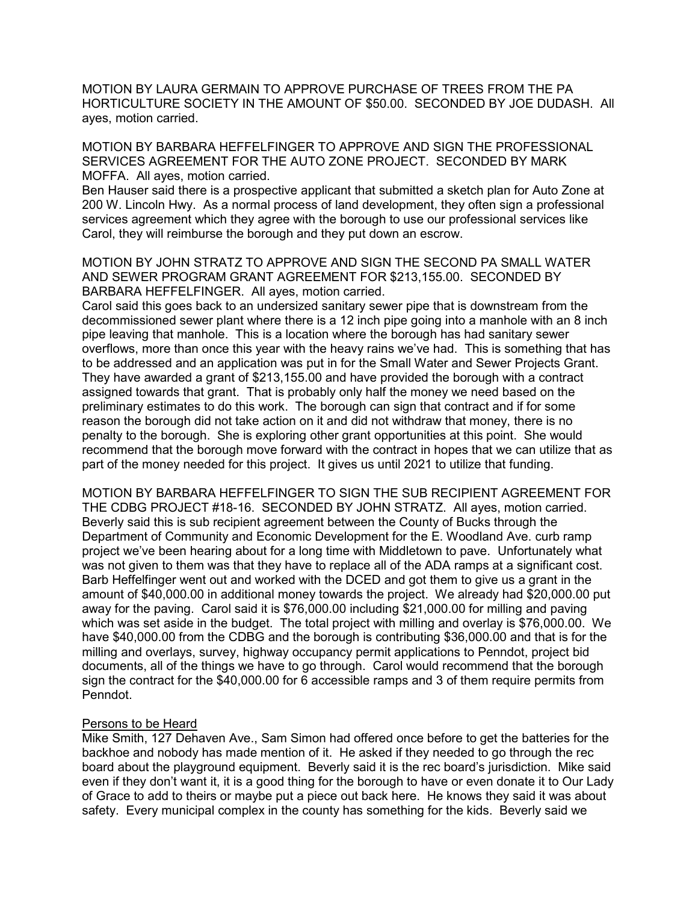MOTION BY LAURA GERMAIN TO APPROVE PURCHASE OF TREES FROM THE PA HORTICULTURE SOCIETY IN THE AMOUNT OF $50.00. SECONDED BY JOE DUDASH. All ayes, motion carried.

MOTION BY BARBARA HEFFELFINGER TO APPROVE AND SIGN THE PROFESSIONAL SERVICES AGREEMENT FOR THE AUTO ZONE PROJECT. SECONDED BY MARK MOFFA. All ayes, motion carried.
Ben Hauser said there is a prospective applicant that submitted a sketch plan for Auto Zone at 200 W. Lincoln Hwy. As a normal process of land development, they often sign a professional services agreement which they agree with the borough to use our professional services like Carol, they will reimburse the borough and they put down an escrow.

MOTION BY JOHN STRATZ TO APPROVE AND SIGN THE SECOND PA SMALL WATER AND SEWER PROGRAM GRANT AGREEMENT FOR $213,155.00. SECONDED BY BARBARA HEFFELFINGER. All ayes, motion carried.
Carol said this goes back to an undersized sanitary sewer pipe that is downstream from the decommissioned sewer plant where there is a 12 inch pipe going into a manhole with an 8 inch pipe leaving that manhole. This is a location where the borough has had sanitary sewer overflows, more than once this year with the heavy rains we've had. This is something that has to be addressed and an application was put in for the Small Water and Sewer Projects Grant. They have awarded a grant of $213,155.00 and have provided the borough with a contract assigned towards that grant. That is probably only half the money we need based on the preliminary estimates to do this work. The borough can sign that contract and if for some reason the borough did not take action on it and did not withdraw that money, there is no penalty to the borough. She is exploring other grant opportunities at this point. She would recommend that the borough move forward with the contract in hopes that we can utilize that as part of the money needed for this project. It gives us until 2021 to utilize that funding.

MOTION BY BARBARA HEFFELFINGER TO SIGN THE SUB RECIPIENT AGREEMENT FOR THE CDBG PROJECT #18-16. SECONDED BY JOHN STRATZ. All ayes, motion carried.
Beverly said this is sub recipient agreement between the County of Bucks through the Department of Community and Economic Development for the E. Woodland Ave. curb ramp project we've been hearing about for a long time with Middletown to pave. Unfortunately what was not given to them was that they have to replace all of the ADA ramps at a significant cost. Barb Heffelfinger went out and worked with the DCED and got them to give us a grant in the amount of $40,000.00 in additional money towards the project. We already had $20,000.00 put away for the paving. Carol said it is $76,000.00 including $21,000.00 for milling and paving which was set aside in the budget. The total project with milling and overlay is $76,000.00. We have $40,000.00 from the CDBG and the borough is contributing $36,000.00 and that is for the milling and overlays, survey, highway occupancy permit applications to Penndot, project bid documents, all of the things we have to go through. Carol would recommend that the borough sign the contract for the $40,000.00 for 6 accessible ramps and 3 of them require permits from Penndot.

<u>Persons to be Heard</u>
Mike Smith, 127 Dehaven Ave., Sam Simon had offered once before to get the batteries for the backhoe and nobody has made mention of it. He asked if they needed to go through the rec board about the playground equipment. Beverly said it is the rec board's jurisdiction. Mike said even if they don't want it, it is a good thing for the borough to have or even donate it to Our Lady of Grace to add to theirs or maybe put a piece out back here. He knows they said it was about safety. Every municipal complex in the county has something for the kids. Beverly said we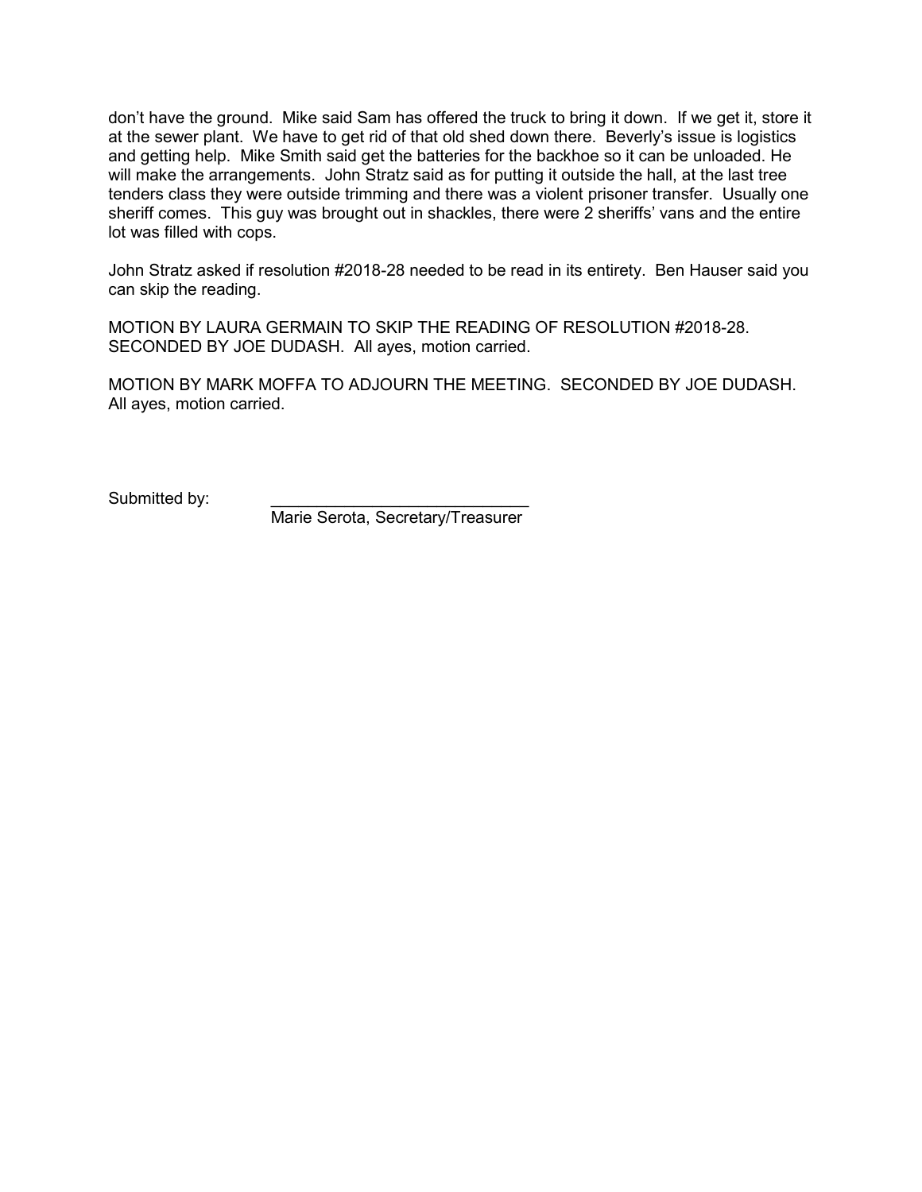don't have the ground. Mike said Sam has offered the truck to bring it down. If we get it, store it at the sewer plant. We have to get rid of that old shed down there. Beverly's issue is logistics and getting help. Mike Smith said get the batteries for the backhoe so it can be unloaded. He will make the arrangements. John Stratz said as for putting it outside the hall, at the last tree tenders class they were outside trimming and there was a violent prisoner transfer. Usually one sheriff comes. This guy was brought out in shackles, there were 2 sheriffs' vans and the entire lot was filled with cops.

John Stratz asked if resolution #2018-28 needed to be read in its entirety. Ben Hauser said you can skip the reading.

MOTION BY LAURA GERMAIN TO SKIP THE READING OF RESOLUTION #2018-28. SECONDED BY JOE DUDASH. All ayes, motion carried.

MOTION BY MARK MOFFA TO ADJOURN THE MEETING. SECONDED BY JOE DUDASH. All ayes, motion carried.

Submitted by: ______________________________

Marie Serota, Secretary/Treasurer